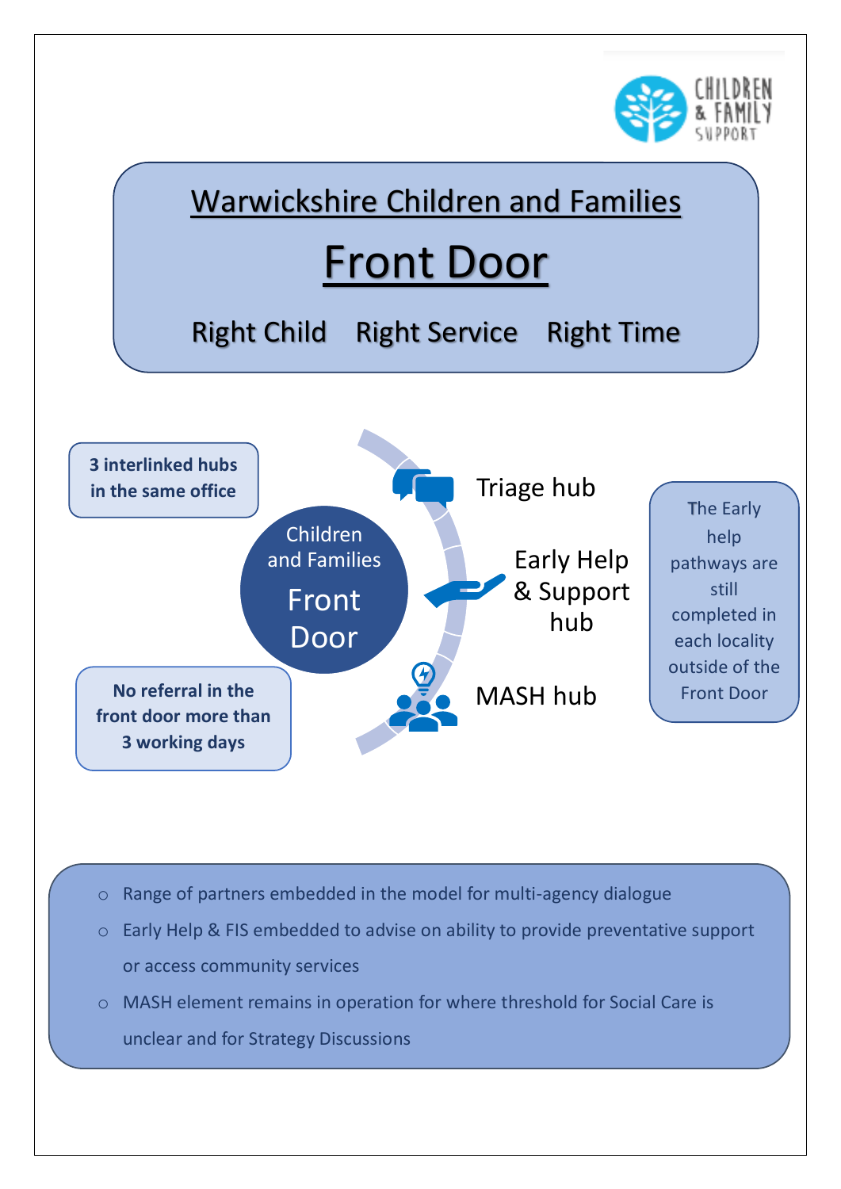CHILDREN & FAMILY SUPPORT

# Warwickshire Children and Families

# Front Door

Right Child    Right Service    Right Time

**3 interlinked hubs in the same office**

Children and Families Front Door

- Triage hub
- Early Help & Support hub
- MASH hub

The Early help pathways are still completed in each locality outside of the Front Door

**No referral in the front door more than 3 working days**

- Range of partners embedded in the model for multi-agency dialogue
- Early Help & FIS embedded to advise on ability to provide preventative support or access community services
- MASH element remains in operation for where threshold for Social Care is unclear and for Strategy Discussions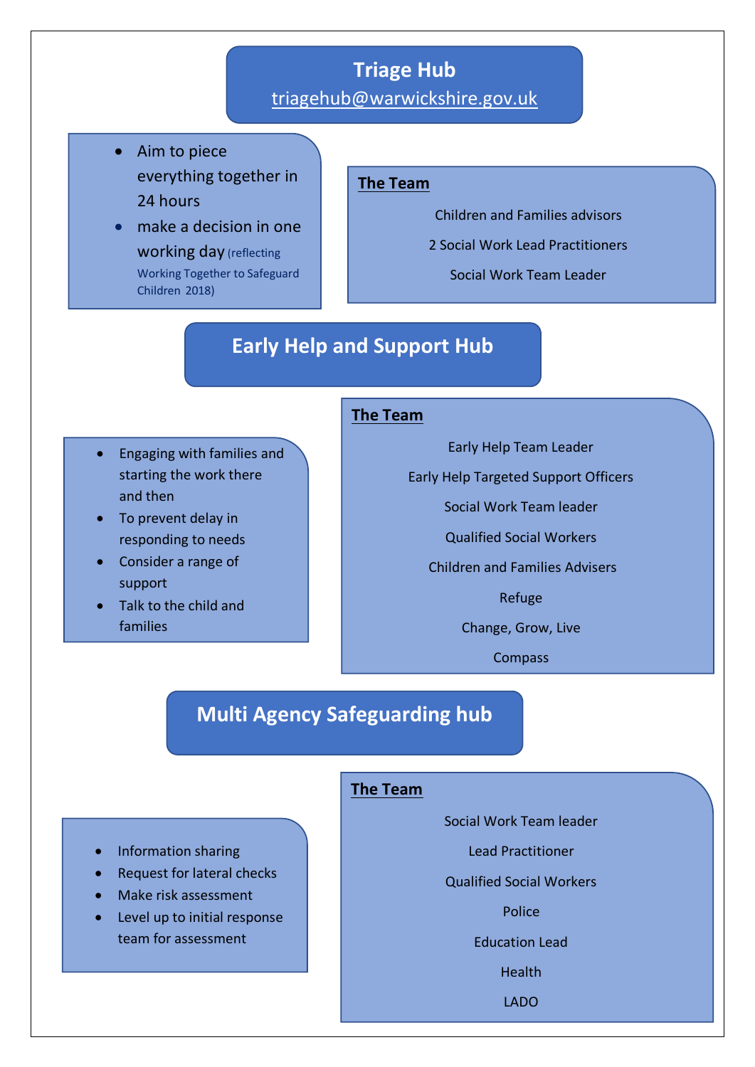## Triage Hub

triagehub@warwickshire.gov.uk

- Aim to piece everything together in 24 hours
- make a decision in one working day (reflecting Working Together to Safeguard Children 2018)

**The Team**

Children and Families advisors

2 Social Work Lead Practitioners

Social Work Team Leader

## Early Help and Support Hub

- Engaging with families and starting the work there and then
- To prevent delay in responding to needs
- Consider a range of support
- Talk to the child and families

**The Team**

Early Help Team Leader

Early Help Targeted Support Officers

Social Work Team leader

Qualified Social Workers

Children and Families Advisers

Refuge

Change, Grow, Live

Compass

## Multi Agency Safeguarding hub

- Information sharing
- Request for lateral checks
- Make risk assessment
- Level up to initial response team for assessment

**The Team**

Social Work Team leader

Lead Practitioner

Qualified Social Workers

Police

Education Lead

Health

LADO